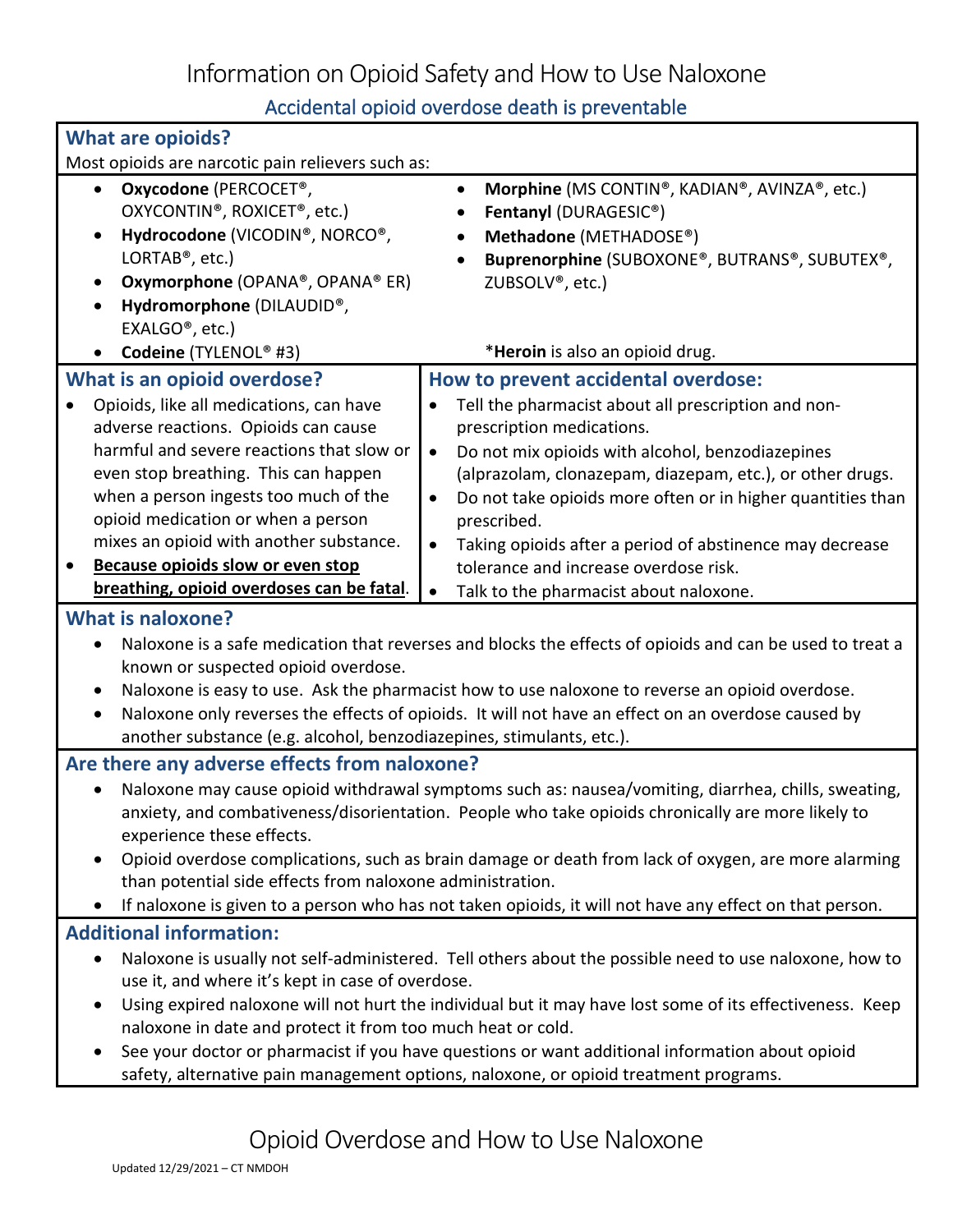# Information on Opioid Safety and How to Use Naloxone

## Accidental opioid overdose death is preventable

### What are opioids?

Most opioids are narcotic pain relievers such as:

- **Oxycodone** (PERCOCET®, OXYCONTIN®, ROXICET®, etc.)
- **Hydrocodone** (VICODIN®, NORCO®, LORTAB®, etc.)
- **Oxymorphone** (OPANA®, OPANA® ER)
- **Hydromorphone** (DILAUDID®, EXALGO®, etc.)
- **Codeine** (TYLENOL® #3)
- **Morphine** (MS CONTIN®, KADIAN®, AVINZA®, etc.)
- **Fentanyl** (DURAGESIC®)
- **Methadone** (METHADOSE®)
- **Buprenorphine** (SUBOXONE®, BUTRANS®, SUBUTEX®, ZUBSOLV®, etc.)

*__Heroin__ is also an opioid drug.

### What is an opioid overdose?

- Opioids, like all medications, can have adverse reactions. Opioids can cause harmful and severe reactions that slow or even stop breathing. This can happen when a person ingests too much of the opioid medication or when a person mixes an opioid with another substance.
- **<u>Because opioids slow or even stop breathing, opioid overdoses can be fatal</u>**.

### How to prevent accidental overdose:

- Tell the pharmacist about all prescription and non-prescription medications.
- Do not mix opioids with alcohol, benzodiazepines (alprazolam, clonazepam, diazepam, etc.), or other drugs.
- Do not take opioids more often or in higher quantities than prescribed.
- Taking opioids after a period of abstinence may decrease tolerance and increase overdose risk.
- Talk to the pharmacist about naloxone.

### What is naloxone?

- Naloxone is a safe medication that reverses and blocks the effects of opioids and can be used to treat a known or suspected opioid overdose.
- Naloxone is easy to use. Ask the pharmacist how to use naloxone to reverse an opioid overdose.
- Naloxone only reverses the effects of opioids. It will not have an effect on an overdose caused by another substance (e.g. alcohol, benzodiazepines, stimulants, etc.).

### Are there any adverse effects from naloxone?

- Naloxone may cause opioid withdrawal symptoms such as: nausea/vomiting, diarrhea, chills, sweating, anxiety, and combativeness/disorientation. People who take opioids chronically are more likely to experience these effects.
- Opioid overdose complications, such as brain damage or death from lack of oxygen, are more alarming than potential side effects from naloxone administration.
- If naloxone is given to a person who has not taken opioids, it will not have any effect on that person.

### Additional information:

- Naloxone is usually not self-administered. Tell others about the possible need to use naloxone, how to use it, and where it's kept in case of overdose.
- Using expired naloxone will not hurt the individual but it may have lost some of its effectiveness. Keep naloxone in date and protect it from too much heat or cold.
- See your doctor or pharmacist if you have questions or want additional information about opioid safety, alternative pain management options, naloxone, or opioid treatment programs.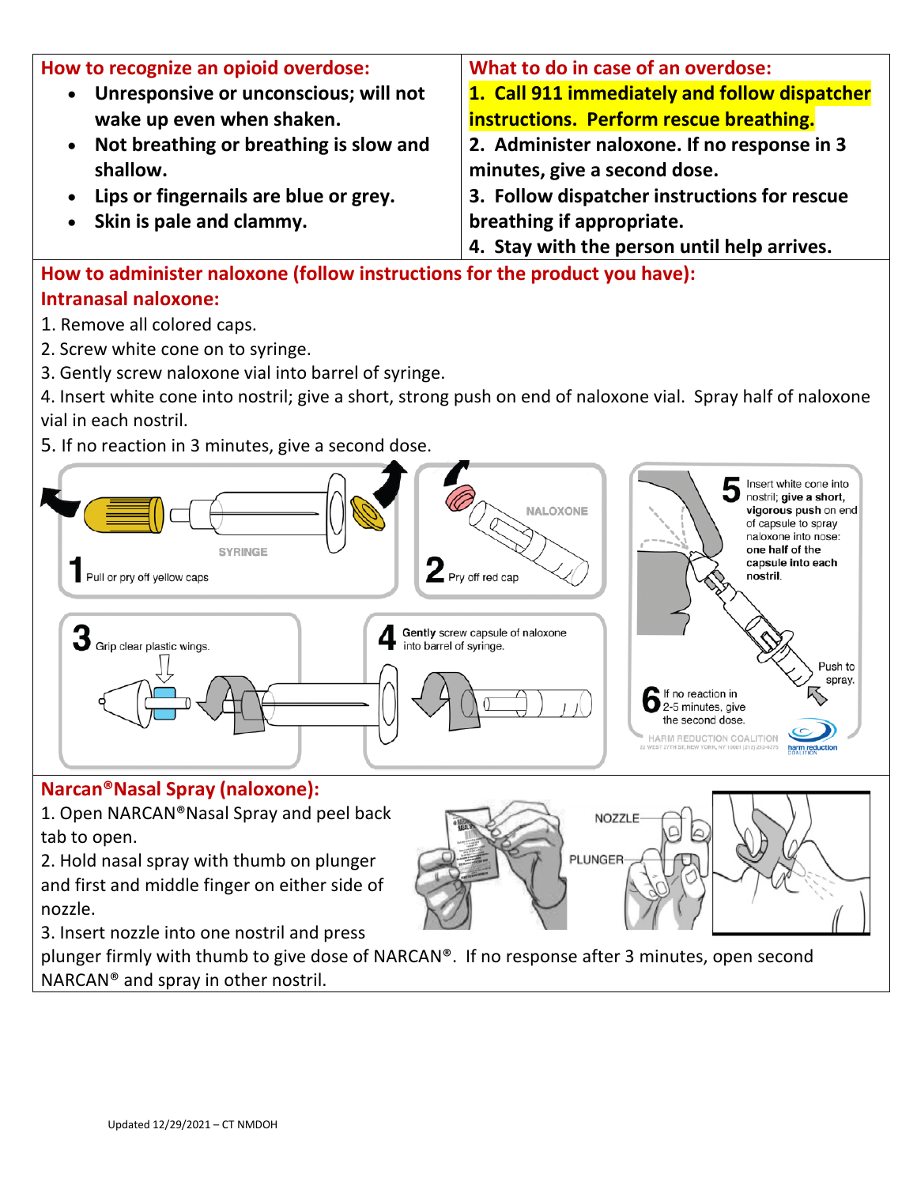## How to recognize an opioid overdose:

- **Unresponsive or unconscious; will not wake up even when shaken.**
- **Not breathing or breathing is slow and shallow.**
- **Lips or fingernails are blue or grey.**
- **Skin is pale and clammy.**

## What to do in case of an overdose:

**1. Call 911 immediately and follow dispatcher instructions. Perform rescue breathing.**
**2. Administer naloxone. If no response in 3 minutes, give a second dose.**
**3. Follow dispatcher instructions for rescue breathing if appropriate.**
**4. Stay with the person until help arrives.**

## How to administer naloxone (follow instructions for the product you have):

### Intranasal naloxone:

1. Remove all colored caps.
2. Screw white cone on to syringe.
3. Gently screw naloxone vial into barrel of syringe.
4. Insert white cone into nostril; give a short, strong push on end of naloxone vial. Spray half of naloxone vial in each nostril.
5. If no reaction in 3 minutes, give a second dose.

SYRINGE
1 Pull or pry off yellow caps
NALOXONE
2 Pry off red cap
3 Grip clear plastic wings.
4 Gently screw capsule of naloxone into barrel of syringe.
5 Insert white cone into nostril; **give a short, vigorous push** on end of capsule to spray naloxone into nose: **one half of the capsule into each nostril.**
Push to spray.
6 If no reaction in 2-5 minutes, give the second dose.
HARM REDUCTION COALITION

### Narcan®Nasal Spray (naloxone):

1. Open NARCAN®Nasal Spray and peel back tab to open.
2. Hold nasal spray with thumb on plunger and first and middle finger on either side of nozzle.
3. Insert nozzle into one nostril and press plunger firmly with thumb to give dose of NARCAN®. If no response after 3 minutes, open second NARCAN® and spray in other nostril.

NOZZLE
PLUNGER